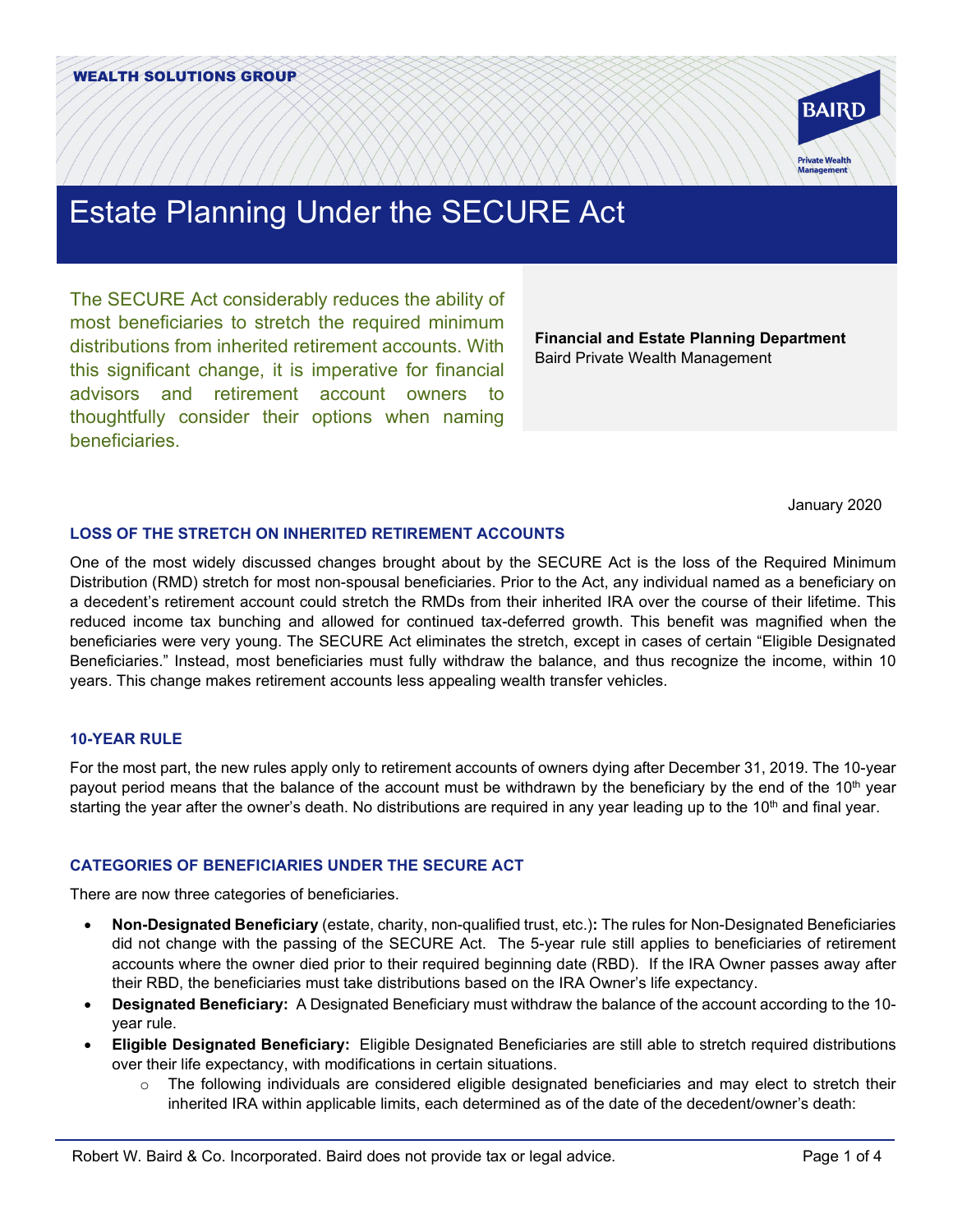WEALTH SOLUTIONS GROUP

# Estate Planning Under the SECURE Act

The SECURE Act considerably reduces the ability of most beneficiaries to stretch the required minimum distributions from inherited retirement accounts. With this significant change, it is imperative for financial advisors and retirement account owners to thoughtfully consider their options when naming beneficiaries.

**Financial and Estate Planning Department**
Baird Private Wealth Management

January 2020

## LOSS OF THE STRETCH ON INHERITED RETIREMENT ACCOUNTS

One of the most widely discussed changes brought about by the SECURE Act is the loss of the Required Minimum Distribution (RMD) stretch for most non-spousal beneficiaries. Prior to the Act, any individual named as a beneficiary on a decedent's retirement account could stretch the RMDs from their inherited IRA over the course of their lifetime. This reduced income tax bunching and allowed for continued tax-deferred growth. This benefit was magnified when the beneficiaries were very young. The SECURE Act eliminates the stretch, except in cases of certain "Eligible Designated Beneficiaries." Instead, most beneficiaries must fully withdraw the balance, and thus recognize the income, within 10 years. This change makes retirement accounts less appealing wealth transfer vehicles.

## 10-YEAR RULE

For the most part, the new rules apply only to retirement accounts of owners dying after December 31, 2019. The 10-year payout period means that the balance of the account must be withdrawn by the beneficiary by the end of the 10th year starting the year after the owner's death. No distributions are required in any year leading up to the 10th and final year.

## CATEGORIES OF BENEFICIARIES UNDER THE SECURE ACT

There are now three categories of beneficiaries.

- **Non-Designated Beneficiary** (estate, charity, non-qualified trust, etc.)**:** The rules for Non-Designated Beneficiaries did not change with the passing of the SECURE Act. The 5-year rule still applies to beneficiaries of retirement accounts where the owner died prior to their required beginning date (RBD). If the IRA Owner passes away after their RBD, the beneficiaries must take distributions based on the IRA Owner's life expectancy.
- **Designated Beneficiary:** A Designated Beneficiary must withdraw the balance of the account according to the 10-year rule.
- **Eligible Designated Beneficiary:** Eligible Designated Beneficiaries are still able to stretch required distributions over their life expectancy, with modifications in certain situations.
  - The following individuals are considered eligible designated beneficiaries and may elect to stretch their inherited IRA within applicable limits, each determined as of the date of the decedent/owner's death: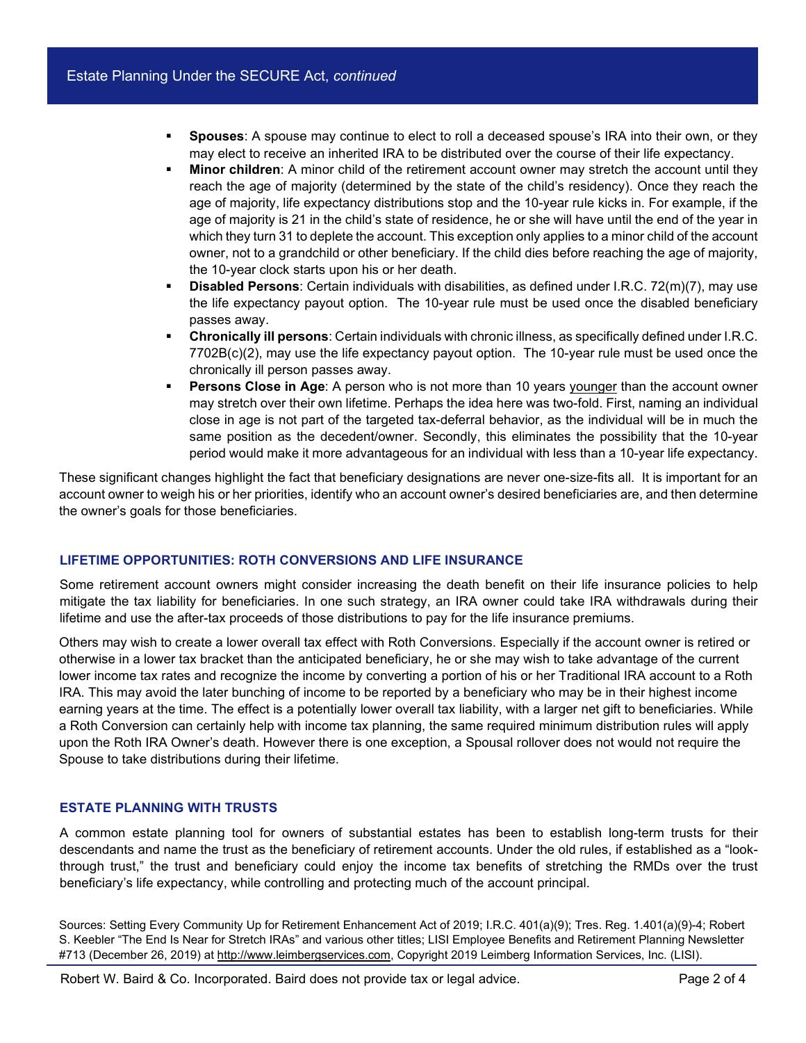- **Spouses**: A spouse may continue to elect to roll a deceased spouse's IRA into their own, or they may elect to receive an inherited IRA to be distributed over the course of their life expectancy.
- **Minor children**: A minor child of the retirement account owner may stretch the account until they reach the age of majority (determined by the state of the child's residency). Once they reach the age of majority, life expectancy distributions stop and the 10-year rule kicks in. For example, if the age of majority is 21 in the child's state of residence, he or she will have until the end of the year in which they turn 31 to deplete the account. This exception only applies to a minor child of the account owner, not to a grandchild or other beneficiary. If the child dies before reaching the age of majority, the 10-year clock starts upon his or her death.
- **Disabled Persons**: Certain individuals with disabilities, as defined under I.R.C. 72(m)(7), may use the life expectancy payout option. The 10-year rule must be used once the disabled beneficiary passes away.
- **Chronically ill persons**: Certain individuals with chronic illness, as specifically defined under I.R.C. 7702B(c)(2), may use the life expectancy payout option. The 10-year rule must be used once the chronically ill person passes away.
- **Persons Close in Age**: A person who is not more than 10 years younger than the account owner may stretch over their own lifetime. Perhaps the idea here was two-fold. First, naming an individual close in age is not part of the targeted tax-deferral behavior, as the individual will be in much the same position as the decedent/owner. Secondly, this eliminates the possibility that the 10-year period would make it more advantageous for an individual with less than a 10-year life expectancy.

These significant changes highlight the fact that beneficiary designations are never one-size-fits all. It is important for an account owner to weigh his or her priorities, identify who an account owner's desired beneficiaries are, and then determine the owner's goals for those beneficiaries.

## LIFETIME OPPORTUNITIES: ROTH CONVERSIONS AND LIFE INSURANCE

Some retirement account owners might consider increasing the death benefit on their life insurance policies to help mitigate the tax liability for beneficiaries. In one such strategy, an IRA owner could take IRA withdrawals during their lifetime and use the after-tax proceeds of those distributions to pay for the life insurance premiums.

Others may wish to create a lower overall tax effect with Roth Conversions. Especially if the account owner is retired or otherwise in a lower tax bracket than the anticipated beneficiary, he or she may wish to take advantage of the current lower income tax rates and recognize the income by converting a portion of his or her Traditional IRA account to a Roth IRA. This may avoid the later bunching of income to be reported by a beneficiary who may be in their highest income earning years at the time. The effect is a potentially lower overall tax liability, with a larger net gift to beneficiaries. While a Roth Conversion can certainly help with income tax planning, the same required minimum distribution rules will apply upon the Roth IRA Owner's death. However there is one exception, a Spousal rollover does not would not require the Spouse to take distributions during their lifetime.

## ESTATE PLANNING WITH TRUSTS

A common estate planning tool for owners of substantial estates has been to establish long-term trusts for their descendants and name the trust as the beneficiary of retirement accounts. Under the old rules, if established as a "look-through trust," the trust and beneficiary could enjoy the income tax benefits of stretching the RMDs over the trust beneficiary's life expectancy, while controlling and protecting much of the account principal.

Sources: Setting Every Community Up for Retirement Enhancement Act of 2019; I.R.C. 401(a)(9); Tres. Reg. 1.401(a)(9)-4; Robert S. Keebler "The End Is Near for Stretch IRAs" and various other titles; LISI Employee Benefits and Retirement Planning Newsletter #713 (December 26, 2019) at http://www.leimbergservices.com, Copyright 2019 Leimberg Information Services, Inc. (LISI).

Robert W. Baird & Co. Incorporated. Baird does not provide tax or legal advice.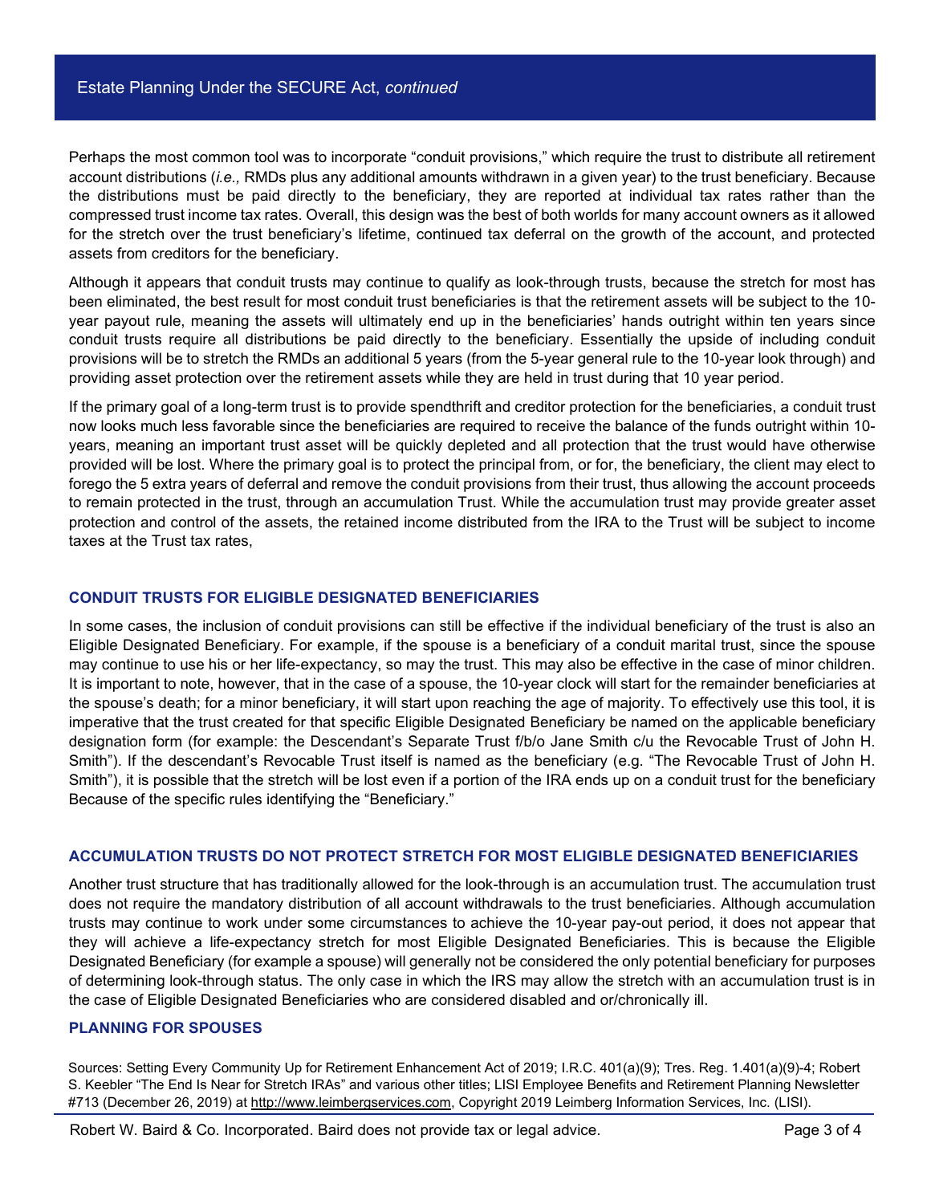Perhaps the most common tool was to incorporate "conduit provisions," which require the trust to distribute all retirement account distributions (*i.e.,* RMDs plus any additional amounts withdrawn in a given year) to the trust beneficiary. Because the distributions must be paid directly to the beneficiary, they are reported at individual tax rates rather than the compressed trust income tax rates. Overall, this design was the best of both worlds for many account owners as it allowed for the stretch over the trust beneficiary's lifetime, continued tax deferral on the growth of the account, and protected assets from creditors for the beneficiary.

Although it appears that conduit trusts may continue to qualify as look-through trusts, because the stretch for most has been eliminated, the best result for most conduit trust beneficiaries is that the retirement assets will be subject to the 10-year payout rule, meaning the assets will ultimately end up in the beneficiaries' hands outright within ten years since conduit trusts require all distributions be paid directly to the beneficiary. Essentially the upside of including conduit provisions will be to stretch the RMDs an additional 5 years (from the 5-year general rule to the 10-year look through) and providing asset protection over the retirement assets while they are held in trust during that 10 year period.

If the primary goal of a long-term trust is to provide spendthrift and creditor protection for the beneficiaries, a conduit trust now looks much less favorable since the beneficiaries are required to receive the balance of the funds outright within 10-years, meaning an important trust asset will be quickly depleted and all protection that the trust would have otherwise provided will be lost. Where the primary goal is to protect the principal from, or for, the beneficiary, the client may elect to forego the 5 extra years of deferral and remove the conduit provisions from their trust, thus allowing the account proceeds to remain protected in the trust, through an accumulation Trust. While the accumulation trust may provide greater asset protection and control of the assets, the retained income distributed from the IRA to the Trust will be subject to income taxes at the Trust tax rates,

## CONDUIT TRUSTS FOR ELIGIBLE DESIGNATED BENEFICIARIES

In some cases, the inclusion of conduit provisions can still be effective if the individual beneficiary of the trust is also an Eligible Designated Beneficiary. For example, if the spouse is a beneficiary of a conduit marital trust, since the spouse may continue to use his or her life-expectancy, so may the trust. This may also be effective in the case of minor children. It is important to note, however, that in the case of a spouse, the 10-year clock will start for the remainder beneficiaries at the spouse's death; for a minor beneficiary, it will start upon reaching the age of majority. To effectively use this tool, it is imperative that the trust created for that specific Eligible Designated Beneficiary be named on the applicable beneficiary designation form (for example: the Descendant's Separate Trust f/b/o Jane Smith c/u the Revocable Trust of John H. Smith"). If the descendant's Revocable Trust itself is named as the beneficiary (e.g. "The Revocable Trust of John H. Smith"), it is possible that the stretch will be lost even if a portion of the IRA ends up on a conduit trust for the beneficiary Because of the specific rules identifying the "Beneficiary."

## ACCUMULATION TRUSTS DO NOT PROTECT STRETCH FOR MOST ELIGIBLE DESIGNATED BENEFICIARIES

Another trust structure that has traditionally allowed for the look-through is an accumulation trust. The accumulation trust does not require the mandatory distribution of all account withdrawals to the trust beneficiaries. Although accumulation trusts may continue to work under some circumstances to achieve the 10-year pay-out period, it does not appear that they will achieve a life-expectancy stretch for most Eligible Designated Beneficiaries. This is because the Eligible Designated Beneficiary (for example a spouse) will generally not be considered the only potential beneficiary for purposes of determining look-through status. The only case in which the IRS may allow the stretch with an accumulation trust is in the case of Eligible Designated Beneficiaries who are considered disabled and or/chronically ill.

## PLANNING FOR SPOUSES

Sources: Setting Every Community Up for Retirement Enhancement Act of 2019; I.R.C. 401(a)(9); Tres. Reg. 1.401(a)(9)-4; Robert S. Keebler "The End Is Near for Stretch IRAs" and various other titles; LISI Employee Benefits and Retirement Planning Newsletter #713 (December 26, 2019) at http://www.leimbergservices.com, Copyright 2019 Leimberg Information Services, Inc. (LISI).

Robert W. Baird & Co. Incorporated. Baird does not provide tax or legal advice.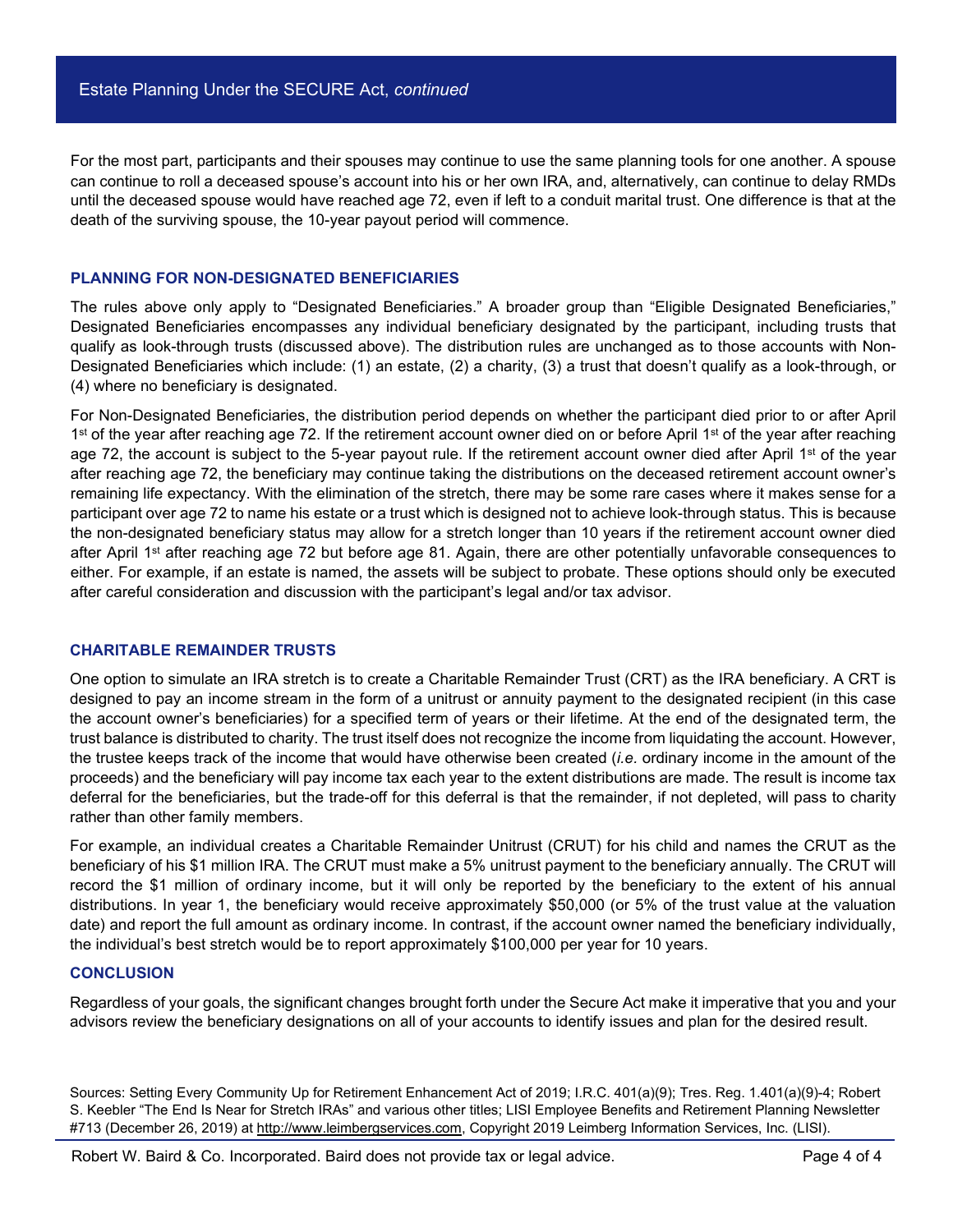For the most part, participants and their spouses may continue to use the same planning tools for one another. A spouse can continue to roll a deceased spouse's account into his or her own IRA, and, alternatively, can continue to delay RMDs until the deceased spouse would have reached age 72, even if left to a conduit marital trust. One difference is that at the death of the surviving spouse, the 10-year payout period will commence.

## PLANNING FOR NON-DESIGNATED BENEFICIARIES

The rules above only apply to "Designated Beneficiaries." A broader group than "Eligible Designated Beneficiaries," Designated Beneficiaries encompasses any individual beneficiary designated by the participant, including trusts that qualify as look-through trusts (discussed above). The distribution rules are unchanged as to those accounts with Non-Designated Beneficiaries which include: (1) an estate, (2) a charity, (3) a trust that doesn't qualify as a look-through, or (4) where no beneficiary is designated.

For Non-Designated Beneficiaries, the distribution period depends on whether the participant died prior to or after April 1st of the year after reaching age 72. If the retirement account owner died on or before April 1st of the year after reaching age 72, the account is subject to the 5-year payout rule. If the retirement account owner died after April 1st of the year after reaching age 72, the beneficiary may continue taking the distributions on the deceased retirement account owner's remaining life expectancy. With the elimination of the stretch, there may be some rare cases where it makes sense for a participant over age 72 to name his estate or a trust which is designed not to achieve look-through status. This is because the non-designated beneficiary status may allow for a stretch longer than 10 years if the retirement account owner died after April 1st after reaching age 72 but before age 81. Again, there are other potentially unfavorable consequences to either. For example, if an estate is named, the assets will be subject to probate. These options should only be executed after careful consideration and discussion with the participant's legal and/or tax advisor.

## CHARITABLE REMAINDER TRUSTS

One option to simulate an IRA stretch is to create a Charitable Remainder Trust (CRT) as the IRA beneficiary. A CRT is designed to pay an income stream in the form of a unitrust or annuity payment to the designated recipient (in this case the account owner's beneficiaries) for a specified term of years or their lifetime. At the end of the designated term, the trust balance is distributed to charity. The trust itself does not recognize the income from liquidating the account. However, the trustee keeps track of the income that would have otherwise been created (*i.e.* ordinary income in the amount of the proceeds) and the beneficiary will pay income tax each year to the extent distributions are made. The result is income tax deferral for the beneficiaries, but the trade-off for this deferral is that the remainder, if not depleted, will pass to charity rather than other family members.

For example, an individual creates a Charitable Remainder Unitrust (CRUT) for his child and names the CRUT as the beneficiary of his $1 million IRA. The CRUT must make a 5% unitrust payment to the beneficiary annually. The CRUT will record the $1 million of ordinary income, but it will only be reported by the beneficiary to the extent of his annual distributions. In year 1, the beneficiary would receive approximately $50,000 (or 5% of the trust value at the valuation date) and report the full amount as ordinary income. In contrast, if the account owner named the beneficiary individually, the individual's best stretch would be to report approximately $100,000 per year for 10 years.

## CONCLUSION

Regardless of your goals, the significant changes brought forth under the Secure Act make it imperative that you and your advisors review the beneficiary designations on all of your accounts to identify issues and plan for the desired result.

Sources: Setting Every Community Up for Retirement Enhancement Act of 2019; I.R.C. 401(a)(9); Tres. Reg. 1.401(a)(9)-4; Robert S. Keebler "The End Is Near for Stretch IRAs" and various other titles; LISI Employee Benefits and Retirement Planning Newsletter #713 (December 26, 2019) at http://www.leimbergservices.com, Copyright 2019 Leimberg Information Services, Inc. (LISI).

Robert W. Baird & Co. Incorporated. Baird does not provide tax or legal advice.